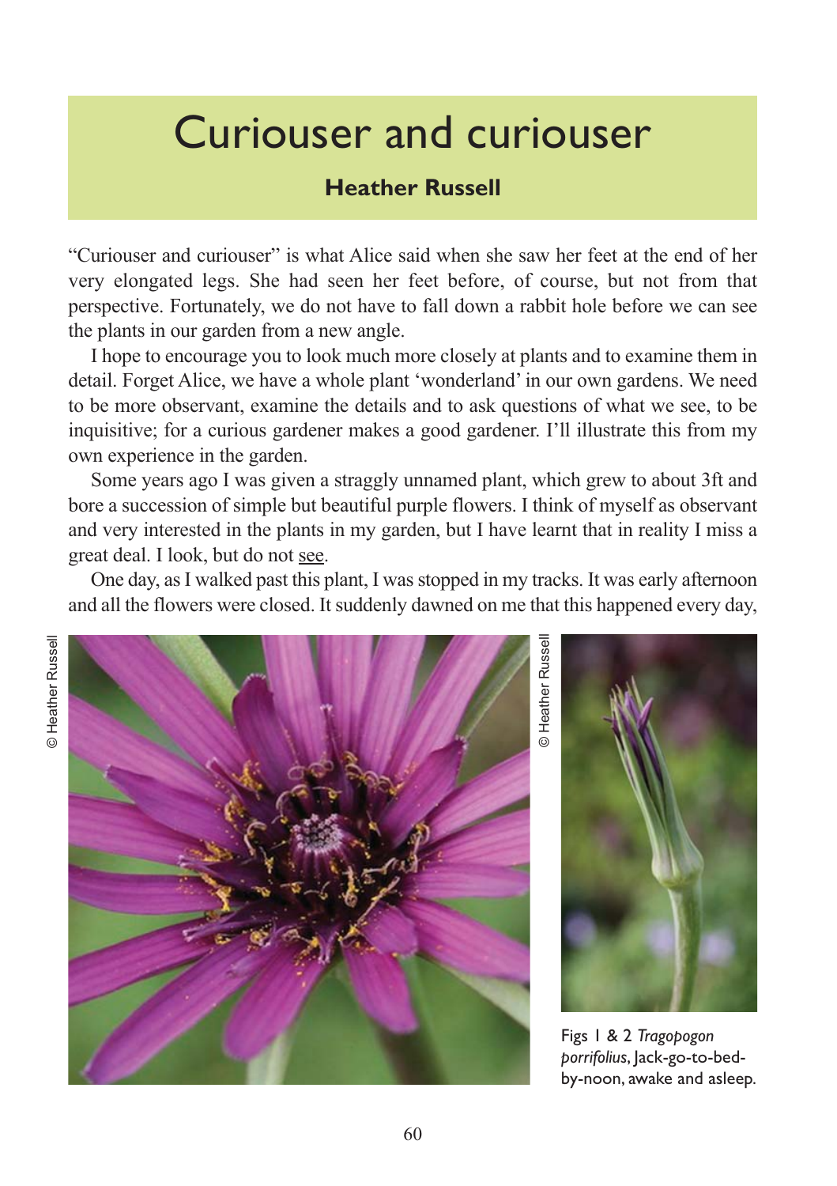# Curiouser and curiouser

**Heather Russell**

"Curiouser and curiouser" is what Alice said when she saw her feet at the end of her very elongated legs. She had seen her feet before, of course, but not from that perspective. Fortunately, we do not have to fall down a rabbit hole before we can see the plants in our garden from a new angle.

I hope to encourage you to look much more closely at plants and to examine them in detail. Forget Alice, we have a whole plant 'wonderland' in our own gardens. We need to be more observant, examine the details and to ask questions of what we see, to be inquisitive; for a curious gardener makes a good gardener. I'll illustrate this from my own experience in the garden.

Some years ago I was given a straggly unnamed plant, which grew to about 3ft and bore a succession of simple but beautiful purple flowers. I think of myself as observant and very interested in the plants in my garden, but I have learnt that in reality I miss a great deal. I look, but do not see.

One day, as I walked past this plant, I was stopped in my tracks. It was early afternoon and all the flowers were closed. It suddenly dawned on me that this happened every day,

© Heather Russell

© Heather Russell

Figs 1 & 2 *Tragopogon porrifolius*, Jack-go-to-bed-by-noon, awake and asleep.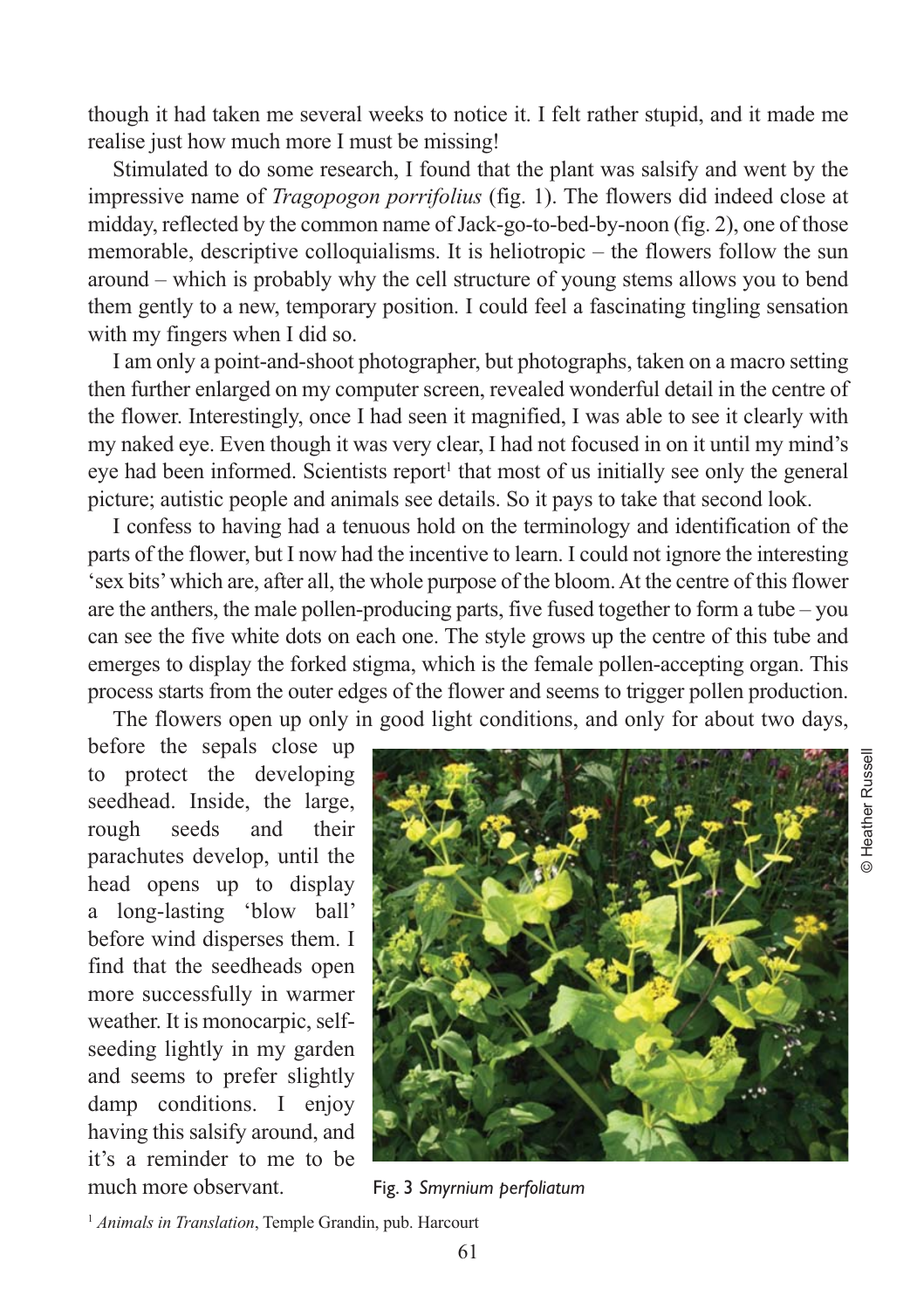though it had taken me several weeks to notice it. I felt rather stupid, and it made me realise just how much more I must be missing!

Stimulated to do some research, I found that the plant was salsify and went by the impressive name of *Tragopogon porrifolius* (fig. 1). The flowers did indeed close at midday, reflected by the common name of Jack-go-to-bed-by-noon (fig. 2), one of those memorable, descriptive colloquialisms. It is heliotropic – the flowers follow the sun around – which is probably why the cell structure of young stems allows you to bend them gently to a new, temporary position. I could feel a fascinating tingling sensation with my fingers when I did so.

I am only a point-and-shoot photographer, but photographs, taken on a macro setting then further enlarged on my computer screen, revealed wonderful detail in the centre of the flower. Interestingly, once I had seen it magnified, I was able to see it clearly with my naked eye. Even though it was very clear, I had not focused in on it until my mind's eye had been informed. Scientists report[1] that most of us initially see only the general picture; autistic people and animals see details. So it pays to take that second look.

I confess to having had a tenuous hold on the terminology and identification of the parts of the flower, but I now had the incentive to learn. I could not ignore the interesting 'sex bits' which are, after all, the whole purpose of the bloom. At the centre of this flower are the anthers, the male pollen-producing parts, five fused together to form a tube – you can see the five white dots on each one. The style grows up the centre of this tube and emerges to display the forked stigma, which is the female pollen-accepting organ. This process starts from the outer edges of the flower and seems to trigger pollen production.

The flowers open up only in good light conditions, and only for about two days, before the sepals close up to protect the developing seedhead. Inside, the large, rough seeds and their parachutes develop, until the head opens up to display a long-lasting 'blow ball' before wind disperses them. I find that the seedheads open more successfully in warmer weather. It is monocarpic, self-seeding lightly in my garden and seems to prefer slightly damp conditions. I enjoy having this salsify around, and it's a reminder to me to be much more observant.

© Heather Russell

Fig. 3 *Smyrnium perfoliatum*

[1] *Animals in Translation*, Temple Grandin, pub. Harcourt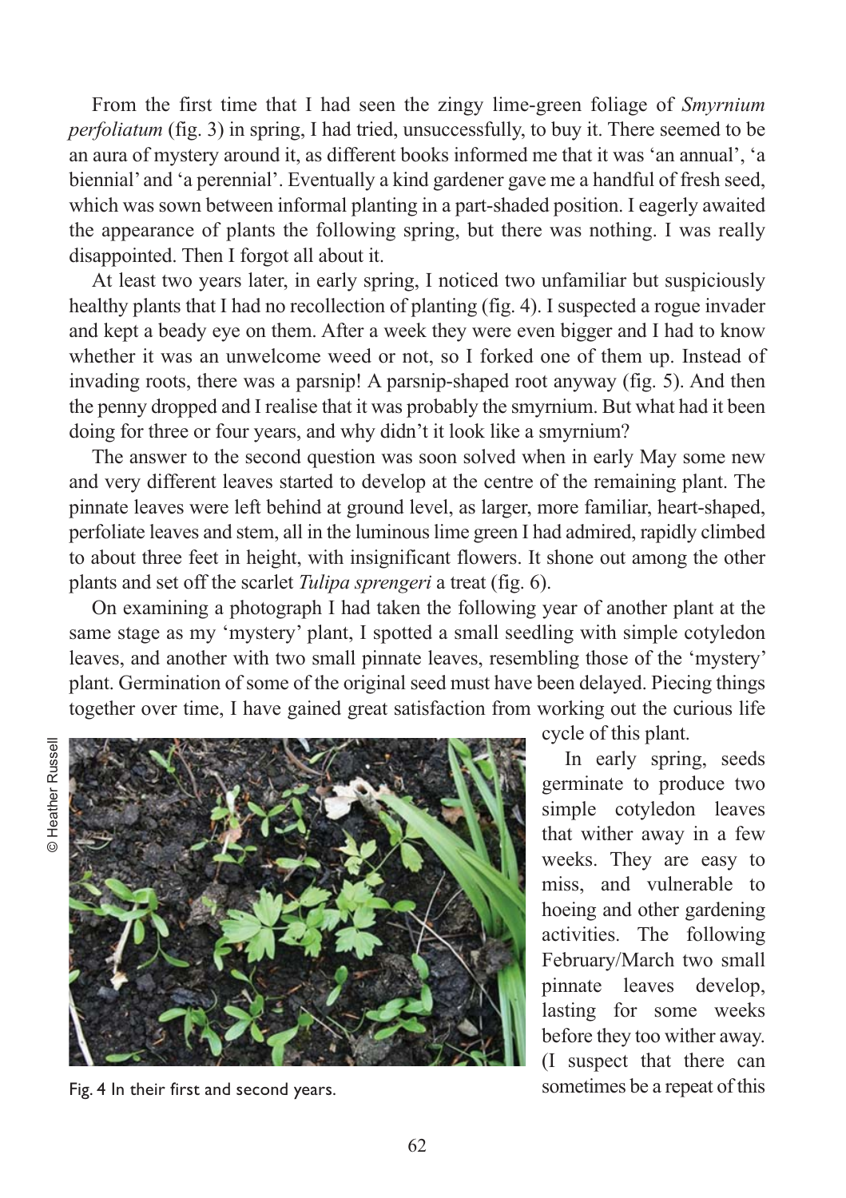From the first time that I had seen the zingy lime-green foliage of *Smyrnium perfoliatum* (fig. 3) in spring, I had tried, unsuccessfully, to buy it. There seemed to be an aura of mystery around it, as different books informed me that it was 'an annual', 'a biennial' and 'a perennial'. Eventually a kind gardener gave me a handful of fresh seed, which was sown between informal planting in a part-shaded position. I eagerly awaited the appearance of plants the following spring, but there was nothing. I was really disappointed. Then I forgot all about it.

At least two years later, in early spring, I noticed two unfamiliar but suspiciously healthy plants that I had no recollection of planting (fig. 4). I suspected a rogue invader and kept a beady eye on them. After a week they were even bigger and I had to know whether it was an unwelcome weed or not, so I forked one of them up. Instead of invading roots, there was a parsnip! A parsnip-shaped root anyway (fig. 5). And then the penny dropped and I realise that it was probably the smyrnium. But what had it been doing for three or four years, and why didn't it look like a smyrnium?

The answer to the second question was soon solved when in early May some new and very different leaves started to develop at the centre of the remaining plant. The pinnate leaves were left behind at ground level, as larger, more familiar, heart-shaped, perfoliate leaves and stem, all in the luminous lime green I had admired, rapidly climbed to about three feet in height, with insignificant flowers. It shone out among the other plants and set off the scarlet *Tulipa sprengeri* a treat (fig. 6).

On examining a photograph I had taken the following year of another plant at the same stage as my 'mystery' plant, I spotted a small seedling with simple cotyledon leaves, and another with two small pinnate leaves, resembling those of the 'mystery' plant. Germination of some of the original seed must have been delayed. Piecing things together over time, I have gained great satisfaction from working out the curious life cycle of this plant.

© Heather Russell

Fig. 4 In their first and second years.

In early spring, seeds germinate to produce two simple cotyledon leaves that wither away in a few weeks. They are easy to miss, and vulnerable to hoeing and other gardening activities. The following February/March two small pinnate leaves develop, lasting for some weeks before they too wither away. (I suspect that there can sometimes be a repeat of this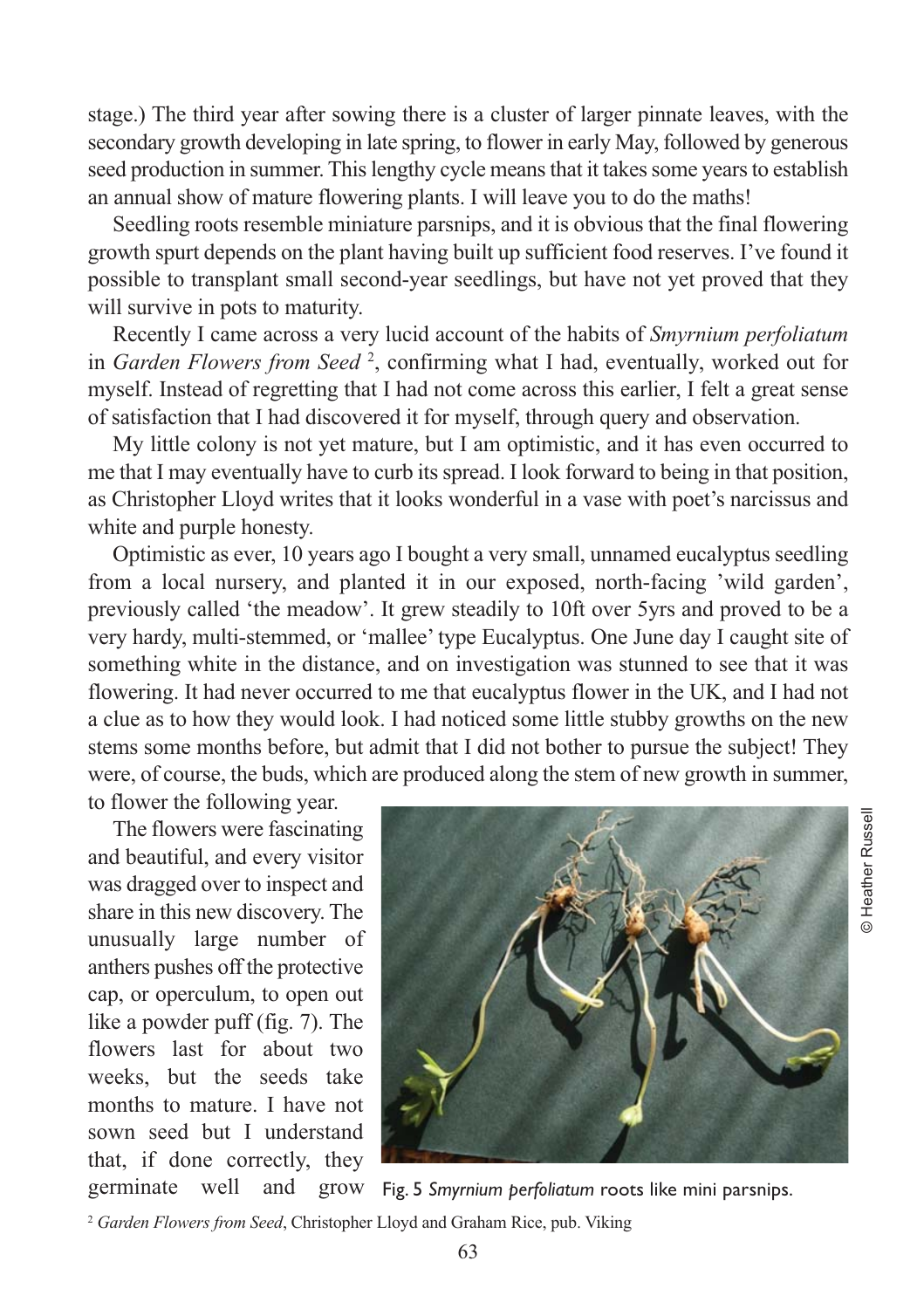stage.) The third year after sowing there is a cluster of larger pinnate leaves, with the secondary growth developing in late spring, to flower in early May, followed by generous seed production in summer. This lengthy cycle means that it takes some years to establish an annual show of mature flowering plants. I will leave you to do the maths!

Seedling roots resemble miniature parsnips, and it is obvious that the final flowering growth spurt depends on the plant having built up sufficient food reserves. I've found it possible to transplant small second-year seedlings, but have not yet proved that they will survive in pots to maturity.

Recently I came across a very lucid account of the habits of *Smyrnium perfoliatum* in *Garden Flowers from Seed* [2], confirming what I had, eventually, worked out for myself. Instead of regretting that I had not come across this earlier, I felt a great sense of satisfaction that I had discovered it for myself, through query and observation.

My little colony is not yet mature, but I am optimistic, and it has even occurred to me that I may eventually have to curb its spread. I look forward to being in that position, as Christopher Lloyd writes that it looks wonderful in a vase with poet's narcissus and white and purple honesty.

Optimistic as ever, 10 years ago I bought a very small, unnamed eucalyptus seedling from a local nursery, and planted it in our exposed, north-facing 'wild garden', previously called 'the meadow'. It grew steadily to 10ft over 5yrs and proved to be a very hardy, multi-stemmed, or 'mallee' type Eucalyptus. One June day I caught site of something white in the distance, and on investigation was stunned to see that it was flowering. It had never occurred to me that eucalyptus flower in the UK, and I had not a clue as to how they would look. I had noticed some little stubby growths on the new stems some months before, but admit that I did not bother to pursue the subject! They were, of course, the buds, which are produced along the stem of new growth in summer, to flower the following year.

The flowers were fascinating and beautiful, and every visitor was dragged over to inspect and share in this new discovery. The unusually large number of anthers pushes off the protective cap, or operculum, to open out like a powder puff (fig. 7). The flowers last for about two weeks, but the seeds take months to mature. I have not sown seed but I understand that, if done correctly, they germinate well and grow

Fig. 5 *Smyrnium perfoliatum* roots like mini parsnips.

© Heather Russell

[2] *Garden Flowers from Seed*, Christopher Lloyd and Graham Rice, pub. Viking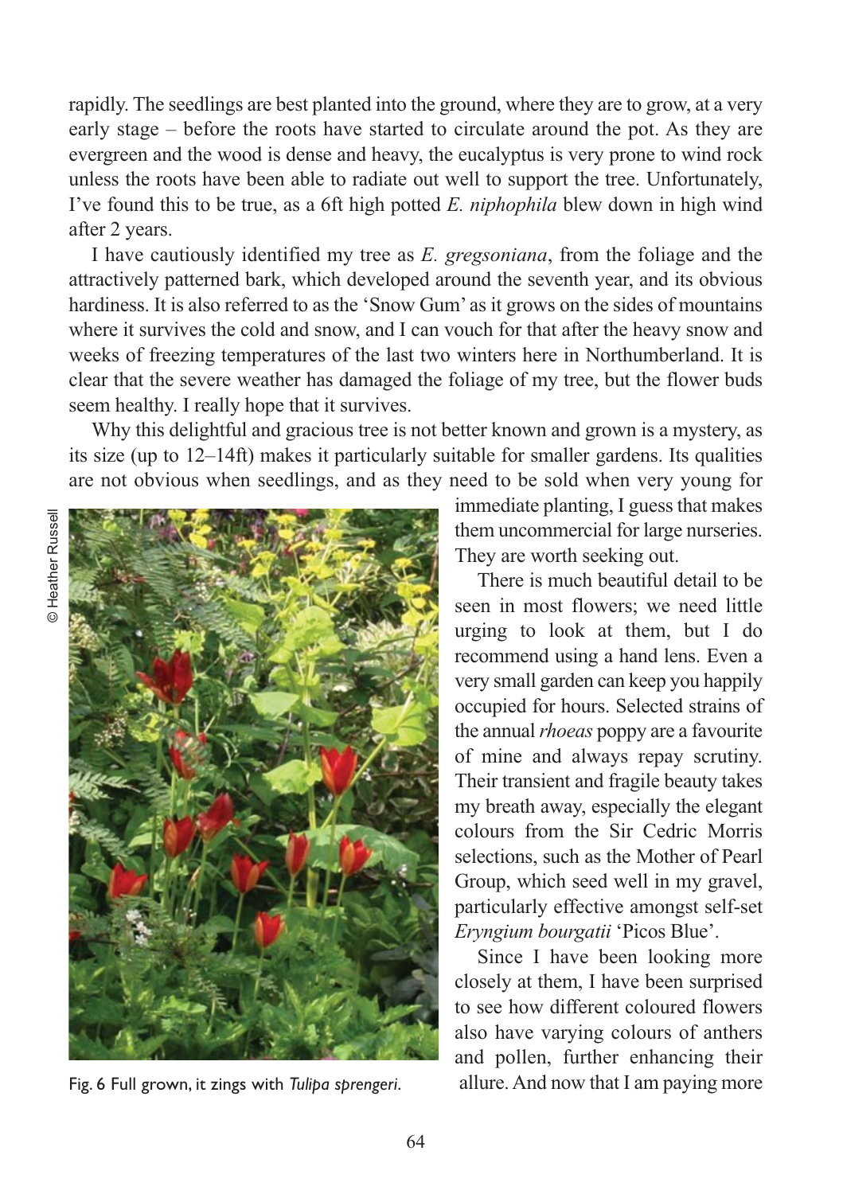rapidly. The seedlings are best planted into the ground, where they are to grow, at a very early stage – before the roots have started to circulate around the pot. As they are evergreen and the wood is dense and heavy, the eucalyptus is very prone to wind rock unless the roots have been able to radiate out well to support the tree. Unfortunately, I've found this to be true, as a 6ft high potted *E. niphophila* blew down in high wind after 2 years.

I have cautiously identified my tree as *E. gregsoniana*, from the foliage and the attractively patterned bark, which developed around the seventh year, and its obvious hardiness. It is also referred to as the 'Snow Gum' as it grows on the sides of mountains where it survives the cold and snow, and I can vouch for that after the heavy snow and weeks of freezing temperatures of the last two winters here in Northumberland. It is clear that the severe weather has damaged the foliage of my tree, but the flower buds seem healthy. I really hope that it survives.

Why this delightful and gracious tree is not better known and grown is a mystery, as its size (up to 12–14ft) makes it particularly suitable for smaller gardens. Its qualities are not obvious when seedlings, and as they need to be sold when very young for immediate planting, I guess that makes them uncommercial for large nurseries. They are worth seeking out.

© Heather Russell

Fig. 6 Full grown, it zings with *Tulipa sprengeri*.

There is much beautiful detail to be seen in most flowers; we need little urging to look at them, but I do recommend using a hand lens. Even a very small garden can keep you happily occupied for hours. Selected strains of the annual *rhoeas* poppy are a favourite of mine and always repay scrutiny. Their transient and fragile beauty takes my breath away, especially the elegant colours from the Sir Cedric Morris selections, such as the Mother of Pearl Group, which seed well in my gravel, particularly effective amongst self-set *Eryngium bourgatii* 'Picos Blue'.

Since I have been looking more closely at them, I have been surprised to see how different coloured flowers also have varying colours of anthers and pollen, further enhancing their allure. And now that I am paying more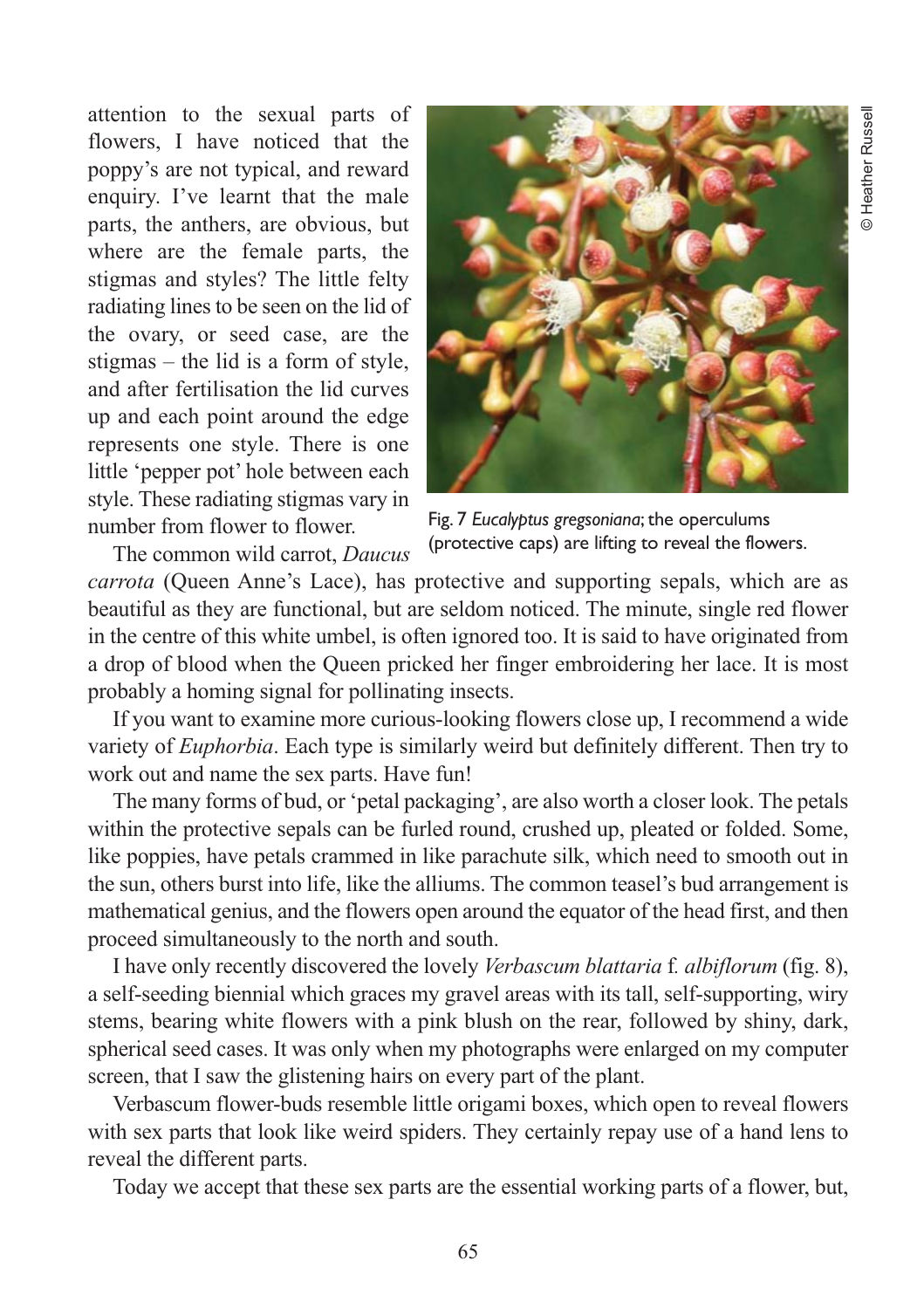attention to the sexual parts of flowers, I have noticed that the poppy's are not typical, and reward enquiry. I've learnt that the male parts, the anthers, are obvious, but where are the female parts, the stigmas and styles? The little felty radiating lines to be seen on the lid of the ovary, or seed case, are the stigmas – the lid is a form of style, and after fertilisation the lid curves up and each point around the edge represents one style. There is one little 'pepper pot' hole between each style. These radiating stigmas vary in number from flower to flower.

Fig. 7 *Eucalyptus gregsoniana*; the operculums (protective caps) are lifting to reveal the flowers.

© Heather Russell

The common wild carrot, *Daucus carrota* (Queen Anne's Lace), has protective and supporting sepals, which are as beautiful as they are functional, but are seldom noticed. The minute, single red flower in the centre of this white umbel, is often ignored too. It is said to have originated from a drop of blood when the Queen pricked her finger embroidering her lace. It is most probably a homing signal for pollinating insects.

If you want to examine more curious-looking flowers close up, I recommend a wide variety of *Euphorbia*. Each type is similarly weird but definitely different. Then try to work out and name the sex parts. Have fun!

The many forms of bud, or 'petal packaging', are also worth a closer look. The petals within the protective sepals can be furled round, crushed up, pleated or folded. Some, like poppies, have petals crammed in like parachute silk, which need to smooth out in the sun, others burst into life, like the alliums. The common teasel's bud arrangement is mathematical genius, and the flowers open around the equator of the head first, and then proceed simultaneously to the north and south.

I have only recently discovered the lovely *Verbascum blattaria* f. *albiflorum* (fig. 8), a self-seeding biennial which graces my gravel areas with its tall, self-supporting, wiry stems, bearing white flowers with a pink blush on the rear, followed by shiny, dark, spherical seed cases. It was only when my photographs were enlarged on my computer screen, that I saw the glistening hairs on every part of the plant.

Verbascum flower-buds resemble little origami boxes, which open to reveal flowers with sex parts that look like weird spiders. They certainly repay use of a hand lens to reveal the different parts.

Today we accept that these sex parts are the essential working parts of a flower, but,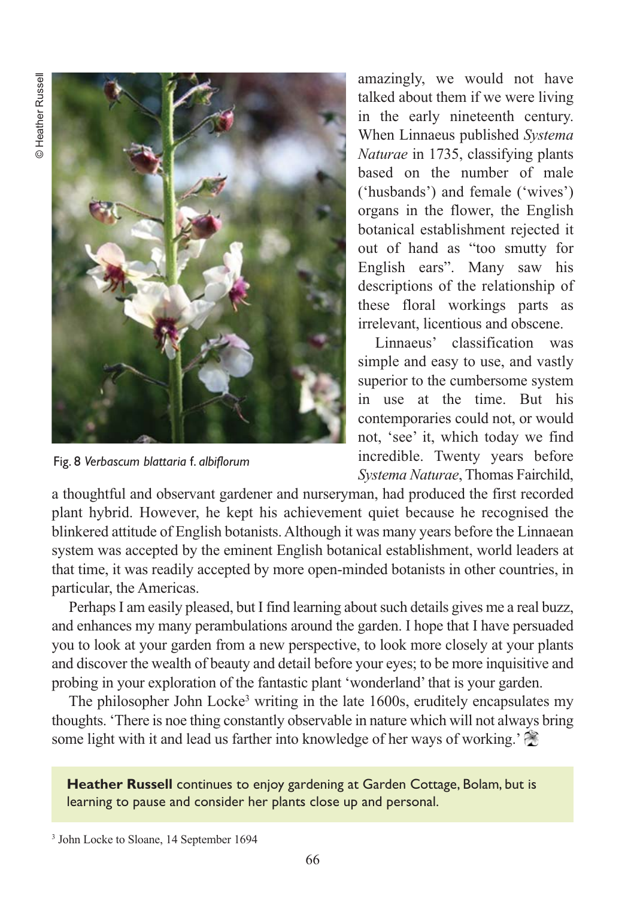amazingly, we would not have talked about them if we were living in the early nineteenth century. When Linnaeus published *Systema Naturae* in 1735, classifying plants based on the number of male ('husbands') and female ('wives') organs in the flower, the English botanical establishment rejected it out of hand as "too smutty for English ears". Many saw his descriptions of the relationship of these floral workings parts as irrelevant, licentious and obscene.

Linnaeus' classification was simple and easy to use, and vastly superior to the cumbersome system in use at the time. But his contemporaries could not, or would not, 'see' it, which today we find incredible. Twenty years before *Systema Naturae*, Thomas Fairchild, a thoughtful and observant gardener and nurseryman, had produced the first recorded plant hybrid. However, he kept his achievement quiet because he recognised the blinkered attitude of English botanists. Although it was many years before the Linnaean system was accepted by the eminent English botanical establishment, world leaders at that time, it was readily accepted by more open-minded botanists in other countries, in particular, the Americas.

© Heather Russell

Fig. 8 *Verbascum blattaria* f. *albiflorum*

Perhaps I am easily pleased, but I find learning about such details gives me a real buzz, and enhances my many perambulations around the garden. I hope that I have persuaded you to look at your garden from a new perspective, to look more closely at your plants and discover the wealth of beauty and detail before your eyes; to be more inquisitive and probing in your exploration of the fantastic plant 'wonderland' that is your garden.

The philosopher John Locke[3] writing in the late 1600s, eruditely encapsulates my thoughts. 'There is noe thing constantly observable in nature which will not always bring some light with it and lead us farther into knowledge of her ways of working.'

**Heather Russell** continues to enjoy gardening at Garden Cottage, Bolam, but is learning to pause and consider her plants close up and personal.

[3] John Locke to Sloane, 14 September 1694